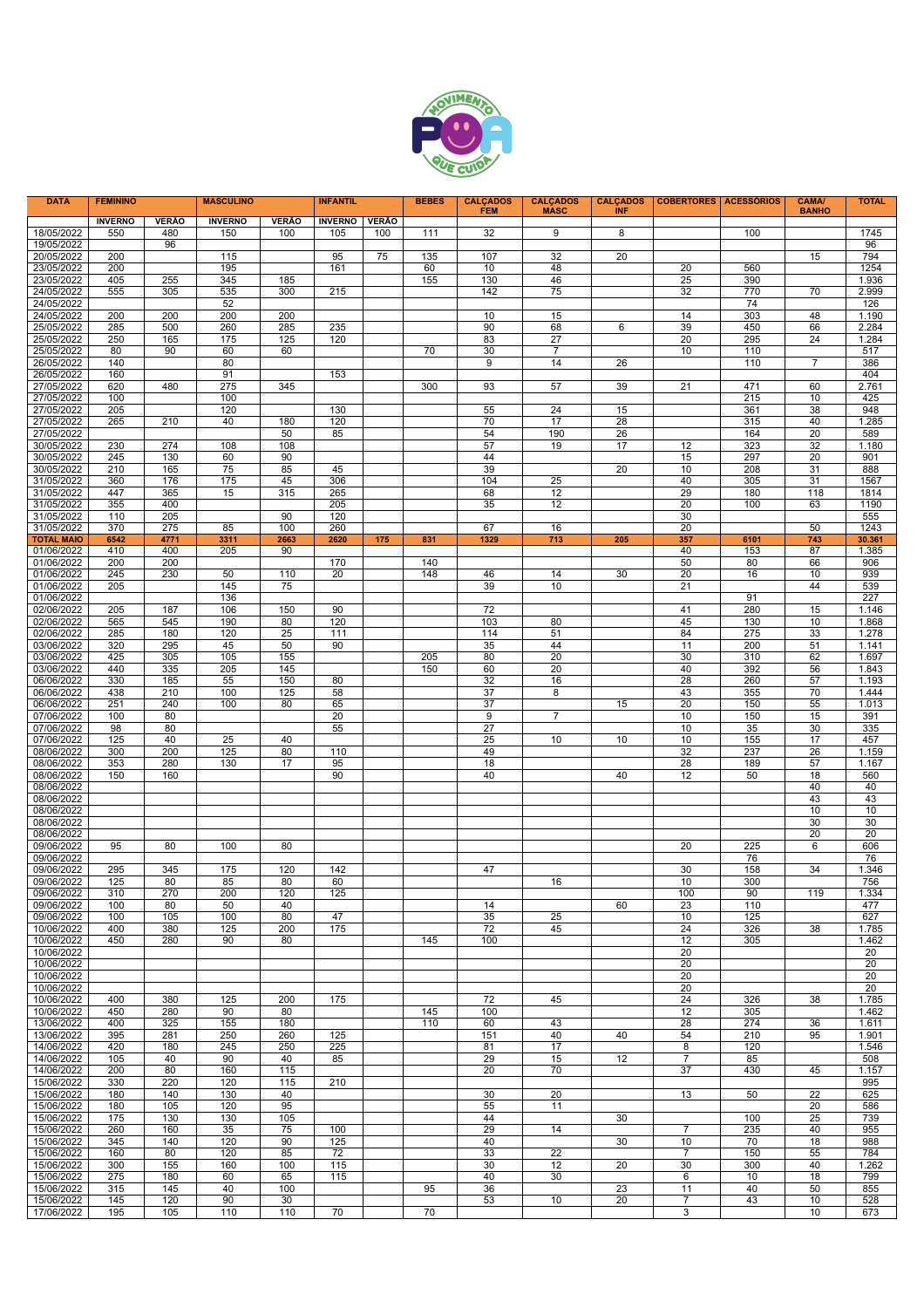| DATA | FEMININO | | MASCULINO | | INFANTIL | | BEBES | CALÇADOS FEM | CALÇADOS MASC | CALÇADOS INF | COBERTORES | ACESSÓRIOS | CAMA/ BANHO | TOTAL |
|---|---|---|---|---|---|---|---|---|---|---|---|---|---|---|
| | INVERNO | VERÃO | INVERNO | VERÃO | INVERNO | VERÃO | | | | | | | | |
| 18/05/2022 | 550 | 480 | 150 | 100 | 105 | 100 | 111 | 32 | 9 | 8 | | 100 | | 1745 |
| 19/05/2022 | | 96 | | | | | | | | | | | | 96 |
| 20/05/2022 | 200 | | 115 | | 95 | 75 | 135 | 107 | 32 | 20 | | | 15 | 794 |
| 23/05/2022 | 200 | | 195 | | 161 | | 60 | 10 | 48 | | 20 | 560 | | 1254 |
| 23/05/2022 | 405 | 255 | 345 | 185 | | | 155 | 130 | 46 | | 25 | 390 | | 1.936 |
| 24/05/2022 | 555 | 305 | 535 | 300 | 215 | | | 142 | 75 | | 32 | 770 | 70 | 2.999 |
| 24/05/2022 | | | 52 | | | | | | | | | 74 | | 126 |
| 24/05/2022 | 200 | 200 | 200 | 200 | | | | 10 | 15 | | 14 | 303 | 48 | 1.190 |
| 25/05/2022 | 285 | 500 | 260 | 285 | 235 | | | 90 | 68 | 6 | 39 | 450 | 66 | 2.284 |
| 25/05/2022 | 250 | 165 | 175 | 125 | 120 | | | 83 | 27 | | 20 | 295 | 24 | 1.284 |
| 25/05/2022 | 80 | 90 | 60 | 60 | | | 70 | 30 | 7 | | 10 | 110 | | 517 |
| 26/05/2022 | 140 | | 80 | | | | | 9 | 14 | 26 | | 110 | 7 | 386 |
| 26/05/2022 | 160 | | 91 | | 153 | | | | | | | | | 404 |
| 27/05/2022 | 620 | 480 | 275 | 345 | | | 300 | 93 | 57 | 39 | 21 | 471 | 60 | 2.761 |
| 27/05/2022 | 100 | | 100 | | | | | | | | | 215 | 10 | 425 |
| 27/05/2022 | 205 | | 120 | | 130 | | | 55 | 24 | 15 | | 361 | 38 | 948 |
| 27/05/2022 | 265 | 210 | 40 | 180 | 120 | | | 70 | 17 | 28 | | 315 | 40 | 1.285 |
| 27/05/2022 | | | | 50 | 85 | | | 54 | 190 | 26 | | 164 | 20 | 589 |
| 30/05/2022 | 230 | 274 | 108 | 108 | | | | 57 | 19 | 17 | 12 | 323 | 32 | 1.180 |
| 30/05/2022 | 245 | 130 | 60 | 90 | | | | 44 | | | 15 | 297 | 20 | 901 |
| 30/05/2022 | 210 | 165 | 75 | 85 | 45 | | | 39 | | 20 | 10 | 208 | 31 | 888 |
| 31/05/2022 | 360 | 176 | 175 | 45 | 306 | | | 104 | 25 | | 40 | 305 | 31 | 1567 |
| 31/05/2022 | 447 | 365 | 15 | 315 | 265 | | | 68 | 12 | | 29 | 180 | 118 | 1814 |
| 31/05/2022 | 355 | 400 | | | 205 | | | 35 | 12 | | 20 | 100 | 63 | 1190 |
| 31/05/2022 | 110 | 205 | | 90 | 120 | | | | | | 30 | | | 555 |
| 31/05/2022 | 370 | 275 | 85 | 100 | 260 | | | 67 | 16 | | 20 | | 50 | 1243 |
| **TOTAL MAIO** | **6542** | **4771** | **3311** | **2663** | **2620** | **175** | **831** | **1329** | **713** | **205** | **357** | **6101** | **743** | **30.361** |
| 01/06/2022 | 410 | 400 | 205 | 90 | | | | | | | 40 | 153 | 87 | 1.385 |
| 01/06/2022 | 200 | 200 | | | 170 | | 140 | | | | 50 | 80 | 66 | 906 |
| 01/06/2022 | 245 | 230 | 50 | 110 | 20 | | 148 | 46 | 14 | 30 | 20 | 16 | 10 | 939 |
| 01/06/2022 | 205 | | 145 | 75 | | | | 39 | 10 | | 21 | | 44 | 539 |
| 01/06/2022 | | | 136 | | | | | | | | | 91 | | 227 |
| 02/06/2022 | 205 | 187 | 106 | 150 | 90 | | | 72 | | | 41 | 280 | 15 | 1.146 |
| 02/06/2022 | 565 | 545 | 190 | 80 | 120 | | | 103 | 80 | | 45 | 130 | 10 | 1.868 |
| 02/06/2022 | 285 | 180 | 120 | 25 | 111 | | | 114 | 51 | | 84 | 275 | 33 | 1.278 |
| 03/06/2022 | 320 | 295 | 45 | 50 | 90 | | | 35 | 44 | | 11 | 200 | 51 | 1.141 |
| 03/06/2022 | 425 | 305 | 105 | 155 | | | 205 | 80 | 20 | | 30 | 310 | 62 | 1.697 |
| 03/06/2022 | 440 | 335 | 205 | 145 | | | 150 | 60 | 20 | | 40 | 392 | 56 | 1.843 |
| 06/06/2022 | 330 | 185 | 55 | 150 | 80 | | | 32 | 16 | | 28 | 260 | 57 | 1.193 |
| 06/06/2022 | 438 | 210 | 100 | 125 | 58 | | | 37 | 8 | | 43 | 355 | 70 | 1.444 |
| 06/06/2022 | 251 | 240 | 100 | 80 | 65 | | | 37 | | 15 | 20 | 150 | 55 | 1.013 |
| 07/06/2022 | 100 | 80 | | | 20 | | | 9 | 7 | | 10 | 150 | 15 | 391 |
| 07/06/2022 | 98 | 80 | | | 55 | | | 27 | | | 10 | 35 | 30 | 335 |
| 07/06/2022 | 125 | 40 | 25 | 40 | | | | 25 | 10 | 10 | 10 | 155 | 17 | 457 |
| 08/06/2022 | 300 | 200 | 125 | 80 | 110 | | | 49 | | | 32 | 237 | 26 | 1.159 |
| 08/06/2022 | 353 | 280 | 130 | 17 | 95 | | | 18 | | | 28 | 189 | 57 | 1.167 |
| 08/06/2022 | 150 | 160 | | | 90 | | | 40 | | 40 | 12 | 50 | 18 | 560 |
| 08/06/2022 | | | | | | | | | | | | | 40 | 40 |
| 08/06/2022 | | | | | | | | | | | | | 43 | 43 |
| 08/06/2022 | | | | | | | | | | | | | 10 | 10 |
| 08/06/2022 | | | | | | | | | | | | | 30 | 30 |
| 08/06/2022 | | | | | | | | | | | | | 20 | 20 |
| 09/06/2022 | 95 | 80 | 100 | 80 | | | | | | | 20 | 225 | 6 | 606 |
| 09/06/2022 | | | | | | | | | | | | 76 | | 76 |
| 09/06/2022 | 295 | 345 | 175 | 120 | 142 | | | 47 | | | 30 | 158 | 34 | 1.346 |
| 09/06/2022 | 125 | 80 | 85 | 80 | 60 | | | | 16 | | 10 | 300 | | 756 |
| 09/06/2022 | 310 | 270 | 200 | 120 | 125 | | | | | | 100 | 90 | 119 | 1.334 |
| 09/06/2022 | 100 | 80 | 50 | 40 | | | | 14 | | 60 | 23 | 110 | | 477 |
| 09/06/2022 | 100 | 105 | 100 | 80 | 47 | | | 35 | 25 | | 10 | 125 | | 627 |
| 10/06/2022 | 400 | 380 | 125 | 200 | 175 | | | 72 | 45 | | 24 | 326 | 38 | 1.785 |
| 10/06/2022 | 450 | 280 | 90 | 80 | | | 145 | 100 | | | 12 | 305 | | 1.462 |
| 10/06/2022 | | | | | | | | | | | 20 | | | 20 |
| 10/06/2022 | | | | | | | | | | | 20 | | | 20 |
| 10/06/2022 | | | | | | | | | | | 20 | | | 20 |
| 10/06/2022 | | | | | | | | | | | 20 | | | 20 |
| 10/06/2022 | 400 | 380 | 125 | 200 | 175 | | | 72 | 45 | | 24 | 326 | 38 | 1.785 |
| 10/06/2022 | 450 | 280 | 90 | 80 | | | 145 | 100 | | | 12 | 305 | | 1.462 |
| 13/06/2022 | 400 | 325 | 155 | 180 | | | 110 | 60 | 43 | | 28 | 274 | 36 | 1.611 |
| 13/06/2022 | 395 | 281 | 250 | 260 | 125 | | | 151 | 40 | 40 | 54 | 210 | 95 | 1.901 |
| 14/06/2022 | 420 | 180 | 245 | 250 | 225 | | | 81 | 17 | | 8 | 120 | | 1.546 |
| 14/06/2022 | 105 | 40 | 90 | 40 | 85 | | | 29 | 15 | 12 | 7 | 85 | | 508 |
| 14/06/2022 | 200 | 80 | 160 | 115 | | | | 20 | 70 | | 37 | 430 | 45 | 1.157 |
| 15/06/2022 | 330 | 220 | 120 | 115 | 210 | | | | | | | | | 995 |
| 15/06/2022 | 180 | 140 | 130 | 40 | | | | 30 | 20 | | 13 | 50 | 22 | 625 |
| 15/06/2022 | 180 | 105 | 120 | 95 | | | | 55 | 11 | | | | 20 | 586 |
| 15/06/2022 | 175 | 130 | 130 | 105 | | | | 44 | | 30 | | 100 | 25 | 739 |
| 15/06/2022 | 260 | 160 | 35 | 75 | 100 | | | 29 | 14 | | 7 | 235 | 40 | 955 |
| 15/06/2022 | 345 | 140 | 120 | 90 | 125 | | | 40 | | 30 | 10 | 70 | 18 | 988 |
| 15/06/2022 | 160 | 80 | 120 | 85 | 72 | | | 33 | 22 | | 7 | 150 | 55 | 784 |
| 15/06/2022 | 300 | 155 | 160 | 100 | 115 | | | 30 | 12 | 20 | 30 | 300 | 40 | 1.262 |
| 15/06/2022 | 275 | 180 | 60 | 65 | 115 | | | 40 | 30 | | 6 | 10 | 18 | 799 |
| 15/06/2022 | 315 | 145 | 40 | 100 | | | 95 | 36 | | 23 | 11 | 40 | 50 | 855 |
| 15/06/2022 | 145 | 120 | 90 | 30 | | | | 53 | 10 | 20 | 7 | 43 | 10 | 528 |
| 17/06/2022 | 195 | 105 | 110 | 110 | 70 | | 70 | | | | 3 | | 10 | 673 |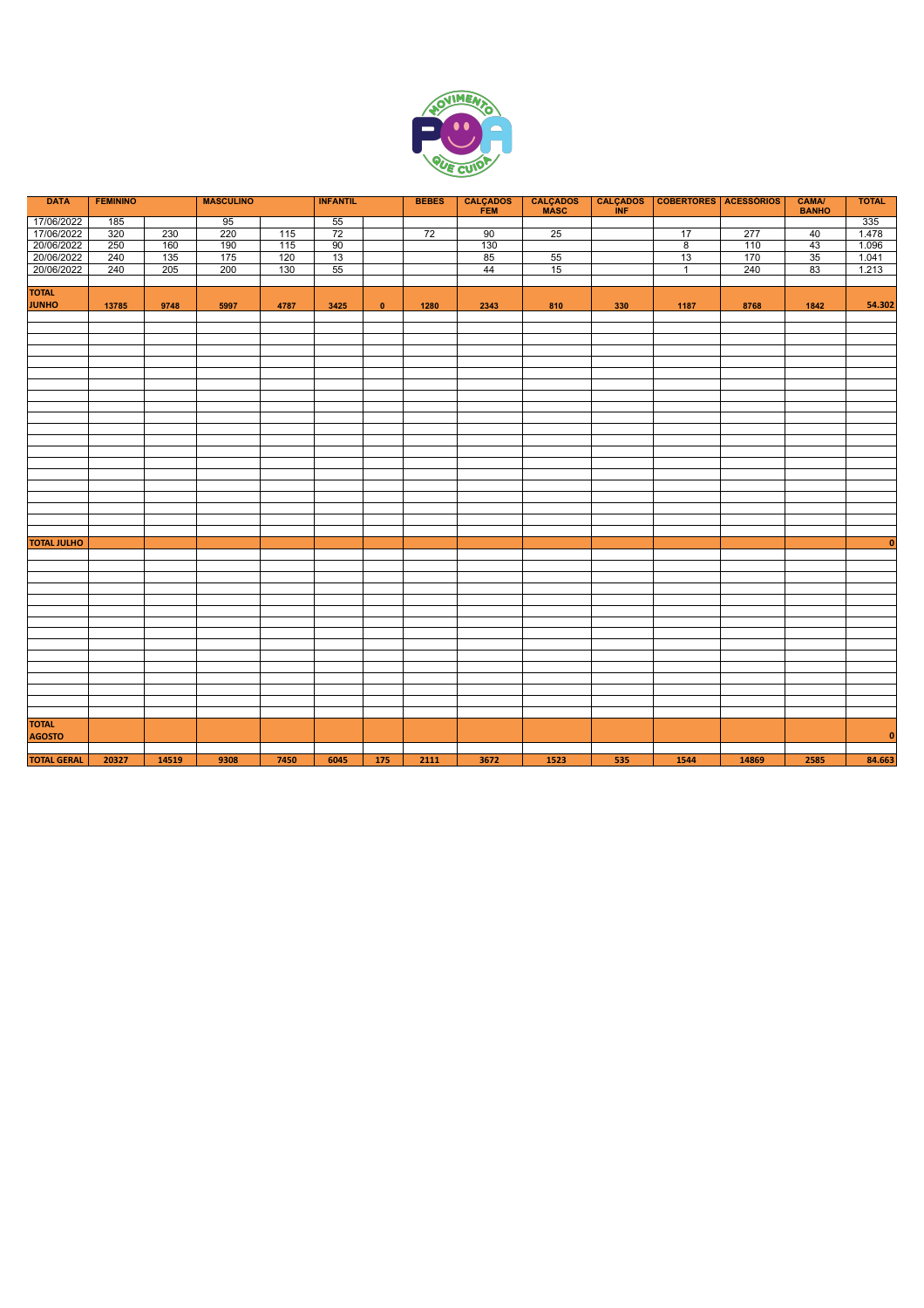| DATA | FEMININO | | MASCULINO | | INFANTIL | | BEBES | CALÇADOS FEM | CALÇADOS MASC | CALÇADOS INF | COBERTORES | ACESSÓRIOS | CAMA/ BANHO | TOTAL |
|---|---|---|---|---|---|---|---|---|---|---|---|---|---|---|
| 17/06/2022 | 185 | | 95 | | 55 | | | | | | | | | 335 |
| 17/06/2022 | 320 | 230 | 220 | 115 | 72 | | 72 | 90 | 25 | | 17 | 277 | 40 | 1.478 |
| 20/06/2022 | 250 | 160 | 190 | 115 | 90 | | | 130 | | | 8 | 110 | 43 | 1.096 |
| 20/06/2022 | 240 | 135 | 175 | 120 | 13 | | | 85 | 55 | | 13 | 170 | 35 | 1.041 |
| 20/06/2022 | 240 | 205 | 200 | 130 | 55 | | | 44 | 15 | | 1 | 240 | 83 | 1.213 |
| **TOTAL JUNHO** | **13785** | **9748** | **5997** | **4787** | **3425** | **0** | **1280** | **2343** | **810** | **330** | **1187** | **8768** | **1842** | **54.302** |
| **TOTAL JULHO** | | | | | | | | | | | | | | **0** |
| **TOTAL AGOSTO** | | | | | | | | | | | | | | **0** |
| **TOTAL GERAL** | **20327** | **14519** | **9308** | **7450** | **6045** | **175** | **2111** | **3672** | **1523** | **535** | **1544** | **14869** | **2585** | **84.663** |